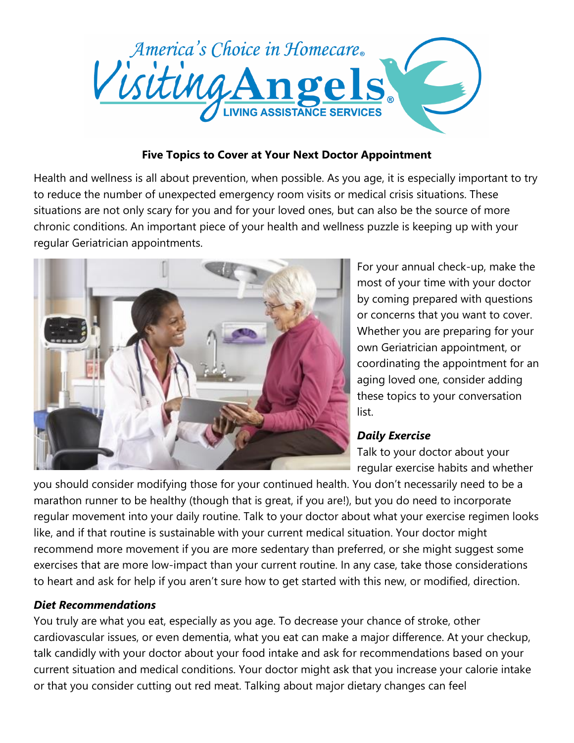**Five Topics to Cover at Your Next Doctor Appointment**

Health and wellness is all about prevention, when possible. As you age, it is especially important to try to reduce the number of unexpected emergency room visits or medical crisis situations. These situations are not only scary for you and for your loved ones, but can also be the source of more chronic conditions. An important piece of your health and wellness puzzle is keeping up with your regular Geriatrician appointments.

For your annual check-up, make the most of your time with your doctor by coming prepared with questions or concerns that you want to cover. Whether you are preparing for your own Geriatrician appointment, or coordinating the appointment for an aging loved one, consider adding these topics to your conversation list.

***Daily Exercise***

Talk to your doctor about your regular exercise habits and whether you should consider modifying those for your continued health. You don't necessarily need to be a marathon runner to be healthy (though that is great, if you are!), but you do need to incorporate regular movement into your daily routine. Talk to your doctor about what your exercise regimen looks like, and if that routine is sustainable with your current medical situation. Your doctor might recommend more movement if you are more sedentary than preferred, or she might suggest some exercises that are more low-impact than your current routine. In any case, take those considerations to heart and ask for help if you aren't sure how to get started with this new, or modified, direction.

***Diet Recommendations***

You truly are what you eat, especially as you age. To decrease your chance of stroke, other cardiovascular issues, or even dementia, what you eat can make a major difference. At your checkup, talk candidly with your doctor about your food intake and ask for recommendations based on your current situation and medical conditions. Your doctor might ask that you increase your calorie intake or that you consider cutting out red meat. Talking about major dietary changes can feel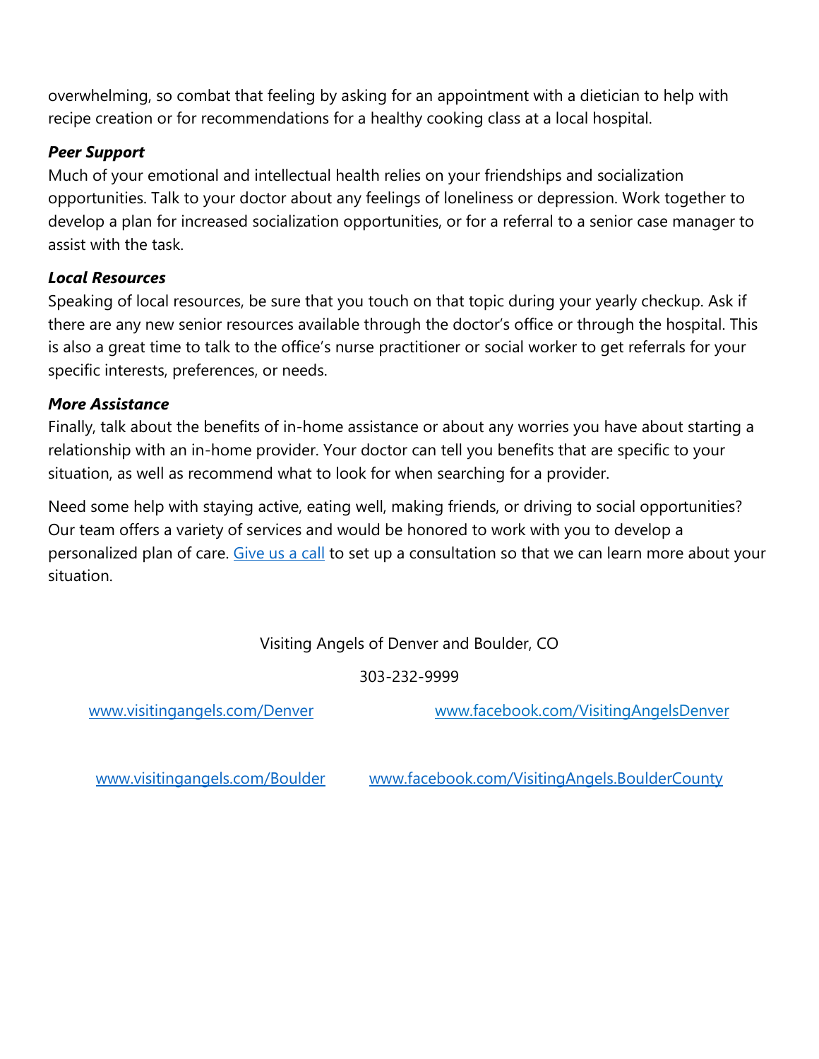overwhelming, so combat that feeling by asking for an appointment with a dietician to help with recipe creation or for recommendations for a healthy cooking class at a local hospital.

***Peer Support***

Much of your emotional and intellectual health relies on your friendships and socialization opportunities. Talk to your doctor about any feelings of loneliness or depression. Work together to develop a plan for increased socialization opportunities, or for a referral to a senior case manager to assist with the task.

***Local Resources***

Speaking of local resources, be sure that you touch on that topic during your yearly checkup. Ask if there are any new senior resources available through the doctor's office or through the hospital. This is also a great time to talk to the office's nurse practitioner or social worker to get referrals for your specific interests, preferences, or needs.

***More Assistance***

Finally, talk about the benefits of in-home assistance or about any worries you have about starting a relationship with an in-home provider. Your doctor can tell you benefits that are specific to your situation, as well as recommend what to look for when searching for a provider.

Need some help with staying active, eating well, making friends, or driving to social opportunities? Our team offers a variety of services and would be honored to work with you to develop a personalized plan of care. Give us a call to set up a consultation so that we can learn more about your situation.

Visiting Angels of Denver and Boulder, CO

303-232-9999

www.visitingangels.com/Denver

www.facebook.com/VisitingAngelsDenver

www.visitingangels.com/Boulder

www.facebook.com/VisitingAngels.BoulderCounty